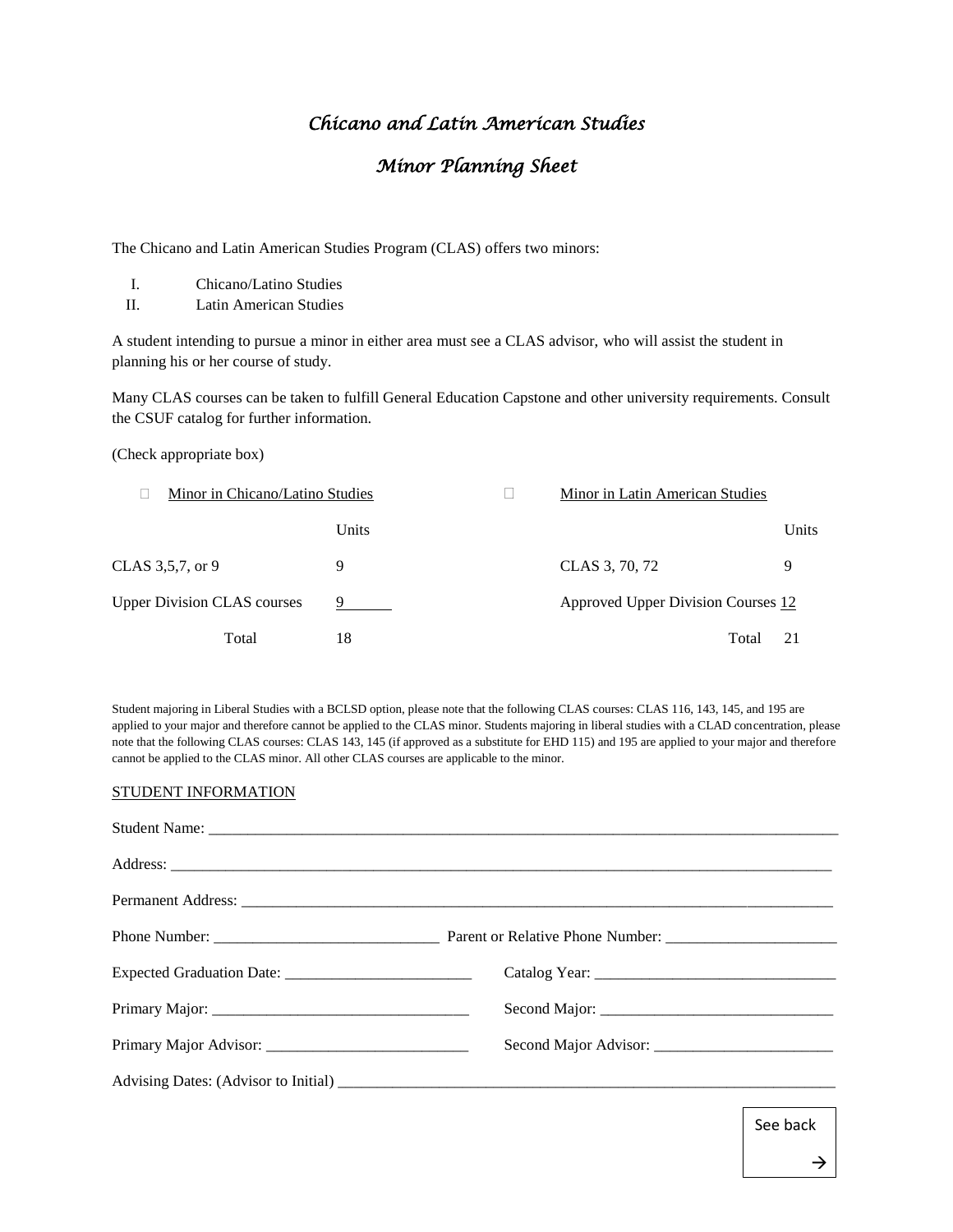# *Chicano and Latin American Studies*

## *Minor Planning Sheet*

The Chicano and Latin American Studies Program (CLAS) offers two minors:

I. Chicano/Latino Studies
II. Latin American Studies

A student intending to pursue a minor in either area must see a CLAS advisor, who will assist the student in planning his or her course of study.

Many CLAS courses can be taken to fulfill General Education Capstone and other university requirements. Consult the CSUF catalog for further information.

(Check appropriate box)

| ☐ Minor in Chicano/Latino Studies | | ☐ Minor in Latin American Studies | |
|---|---|---|---|
| | Units | | Units |
| CLAS 3,5,7, or 9 | 9 | CLAS 3, 70, 72 | 9 |
| Upper Division CLAS courses | 9 | Approved Upper Division Courses | 12 |
| Total | 18 | Total | 21 |

Student majoring in Liberal Studies with a BCLSD option, please note that the following CLAS courses: CLAS 116, 143, 145, and 195 are applied to your major and therefore cannot be applied to the CLAS minor. Students majoring in liberal studies with a CLAD concentration, please note that the following CLAS courses: CLAS 143, 145 (if approved as a substitute for EHD 115) and 195 are applied to your major and therefore cannot be applied to the CLAS minor. All other CLAS courses are applicable to the minor.

STUDENT INFORMATION

Student Name: ______________________________________________

Address: ______________________________________________

Permanent Address: ______________________________________________

Phone Number: ____________________ Parent or Relative Phone Number: ____________________

Expected Graduation Date: ____________________ Catalog Year: ____________________

Primary Major: ____________________ Second Major: ____________________

Primary Major Advisor: ____________________ Second Major Advisor: ____________________

Advising Dates: (Advisor to Initial) ______________________________________________

See back →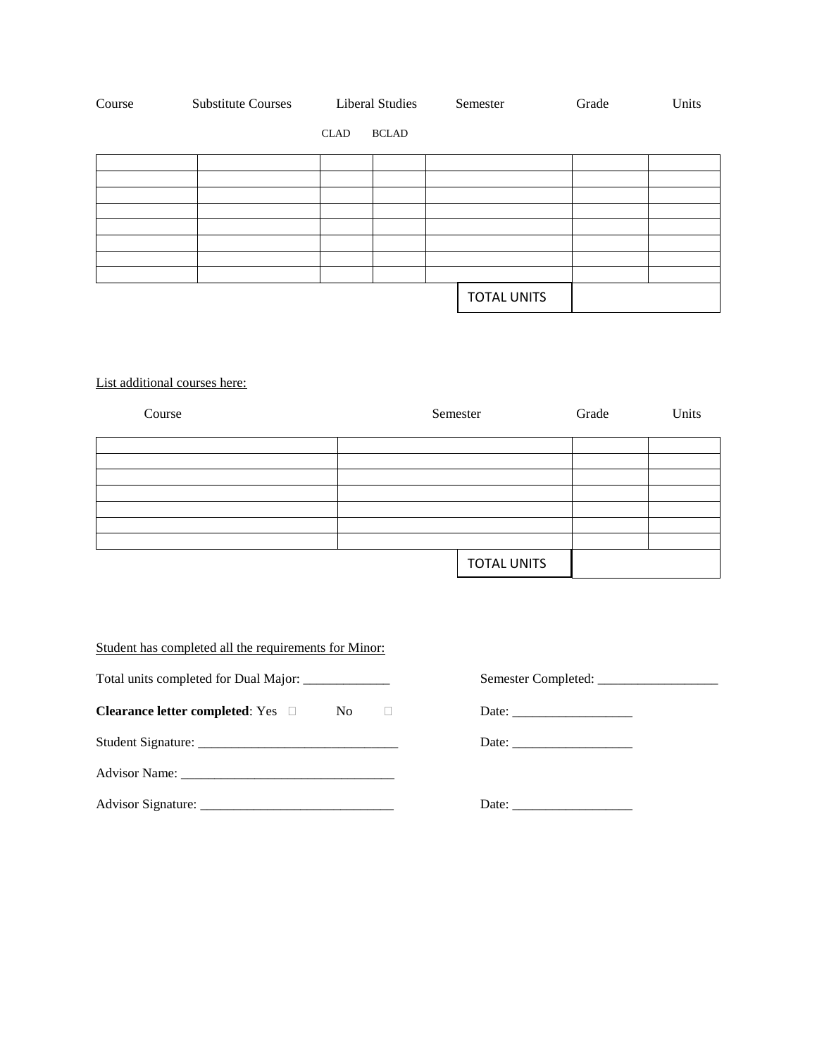| Course | Substitute Courses | Liberal Studies | | Semester | Grade | Units |
|---|---|---|---|---|---|---|
| | | CLAD | BCLAD | | | |
| | | | | | | |
| | | | | | | |
| | | | | | | |
| | | | | | | |
| | | | | | | |
| | | | | | | |
| | | | | | | |
| | | | | | | |
| | | | | TOTAL UNITS | | |

List additional courses here:

| Course | Semester | Grade | Units |
|---|---|---|---|
| | | | |
| | | | |
| | | | |
| | | | |
| | | | |
| | | | |
| | | | |
| | TOTAL UNITS | | |

Student has completed all the requirements for Minor:

Total units completed for Dual Major: _____________

Semester Completed: __________________

**Clearance letter completed**: Yes ☐ No ☐

Date: __________________

Student Signature: ______________________________

Date: __________________

Advisor Name: ________________________________

Advisor Signature: _____________________________

Date: __________________